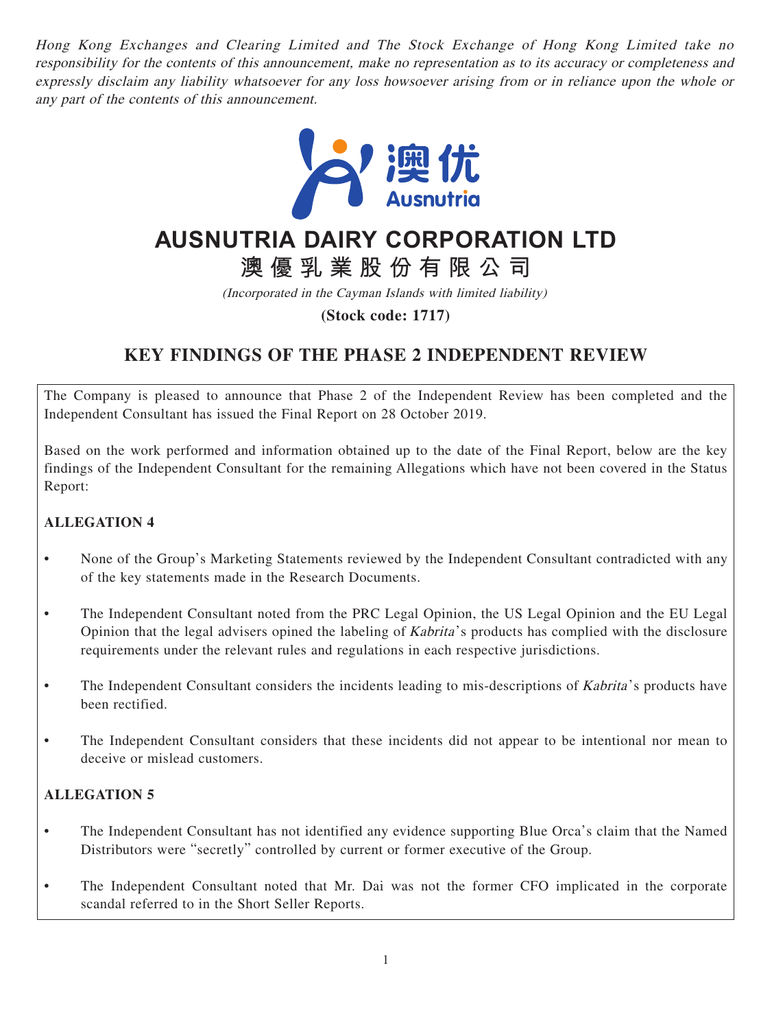*Hong Kong Exchanges and Clearing Limited and The Stock Exchange of Hong Kong Limited take no responsibility for the contents of this announcement, make no representation as to its accuracy or completeness and expressly disclaim any liability whatsoever for any loss howsoever arising from or in reliance upon the whole or any part of the contents of this announcement.*

# AUSNUTRIA DAIRY CORPORATION LTD
# 澳優乳業股份有限公司

*(Incorporated in the Cayman Islands with limited liability)*

**(Stock code: 1717)**

## KEY FINDINGS OF THE PHASE 2 INDEPENDENT REVIEW

The Company is pleased to announce that Phase 2 of the Independent Review has been completed and the Independent Consultant has issued the Final Report on 28 October 2019.

Based on the work performed and information obtained up to the date of the Final Report, below are the key findings of the Independent Consultant for the remaining Allegations which have not been covered in the Status Report:

**ALLEGATION 4**

- None of the Group's Marketing Statements reviewed by the Independent Consultant contradicted with any of the key statements made in the Research Documents.
- The Independent Consultant noted from the PRC Legal Opinion, the US Legal Opinion and the EU Legal Opinion that the legal advisers opined the labeling of *Kabrita*'s products has complied with the disclosure requirements under the relevant rules and regulations in each respective jurisdictions.
- The Independent Consultant considers the incidents leading to mis-descriptions of *Kabrita*'s products have been rectified.
- The Independent Consultant considers that these incidents did not appear to be intentional nor mean to deceive or mislead customers.

**ALLEGATION 5**

- The Independent Consultant has not identified any evidence supporting Blue Orca's claim that the Named Distributors were "secretly" controlled by current or former executive of the Group.
- The Independent Consultant noted that Mr. Dai was not the former CFO implicated in the corporate scandal referred to in the Short Seller Reports.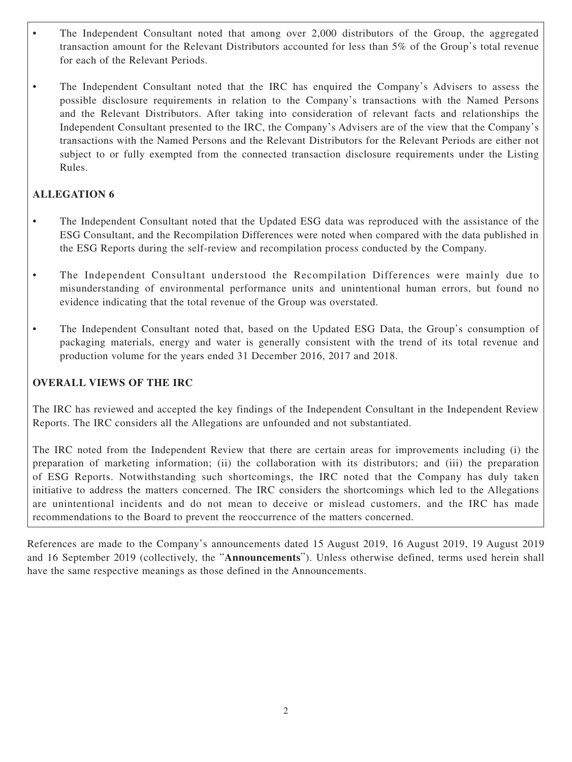- The Independent Consultant noted that among over 2,000 distributors of the Group, the aggregated transaction amount for the Relevant Distributors accounted for less than 5% of the Group's total revenue for each of the Relevant Periods.

- The Independent Consultant noted that the IRC has enquired the Company's Advisers to assess the possible disclosure requirements in relation to the Company's transactions with the Named Persons and the Relevant Distributors. After taking into consideration of relevant facts and relationships the Independent Consultant presented to the IRC, the Company's Advisers are of the view that the Company's transactions with the Named Persons and the Relevant Distributors for the Relevant Periods are either not subject to or fully exempted from the connected transaction disclosure requirements under the Listing Rules.

**ALLEGATION 6**

- The Independent Consultant noted that the Updated ESG data was reproduced with the assistance of the ESG Consultant, and the Recompilation Differences were noted when compared with the data published in the ESG Reports during the self-review and recompilation process conducted by the Company.

- The Independent Consultant understood the Recompilation Differences were mainly due to misunderstanding of environmental performance units and unintentional human errors, but found no evidence indicating that the total revenue of the Group was overstated.

- The Independent Consultant noted that, based on the Updated ESG Data, the Group's consumption of packaging materials, energy and water is generally consistent with the trend of its total revenue and production volume for the years ended 31 December 2016, 2017 and 2018.

**OVERALL VIEWS OF THE IRC**

The IRC has reviewed and accepted the key findings of the Independent Consultant in the Independent Review Reports. The IRC considers all the Allegations are unfounded and not substantiated.

The IRC noted from the Independent Review that there are certain areas for improvements including (i) the preparation of marketing information; (ii) the collaboration with its distributors; and (iii) the preparation of ESG Reports. Notwithstanding such shortcomings, the IRC noted that the Company has duly taken initiative to address the matters concerned. The IRC considers the shortcomings which led to the Allegations are unintentional incidents and do not mean to deceive or mislead customers, and the IRC has made recommendations to the Board to prevent the reoccurrence of the matters concerned.

References are made to the Company's announcements dated 15 August 2019, 16 August 2019, 19 August 2019 and 16 September 2019 (collectively, the "**Announcements**"). Unless otherwise defined, terms used herein shall have the same respective meanings as those defined in the Announcements.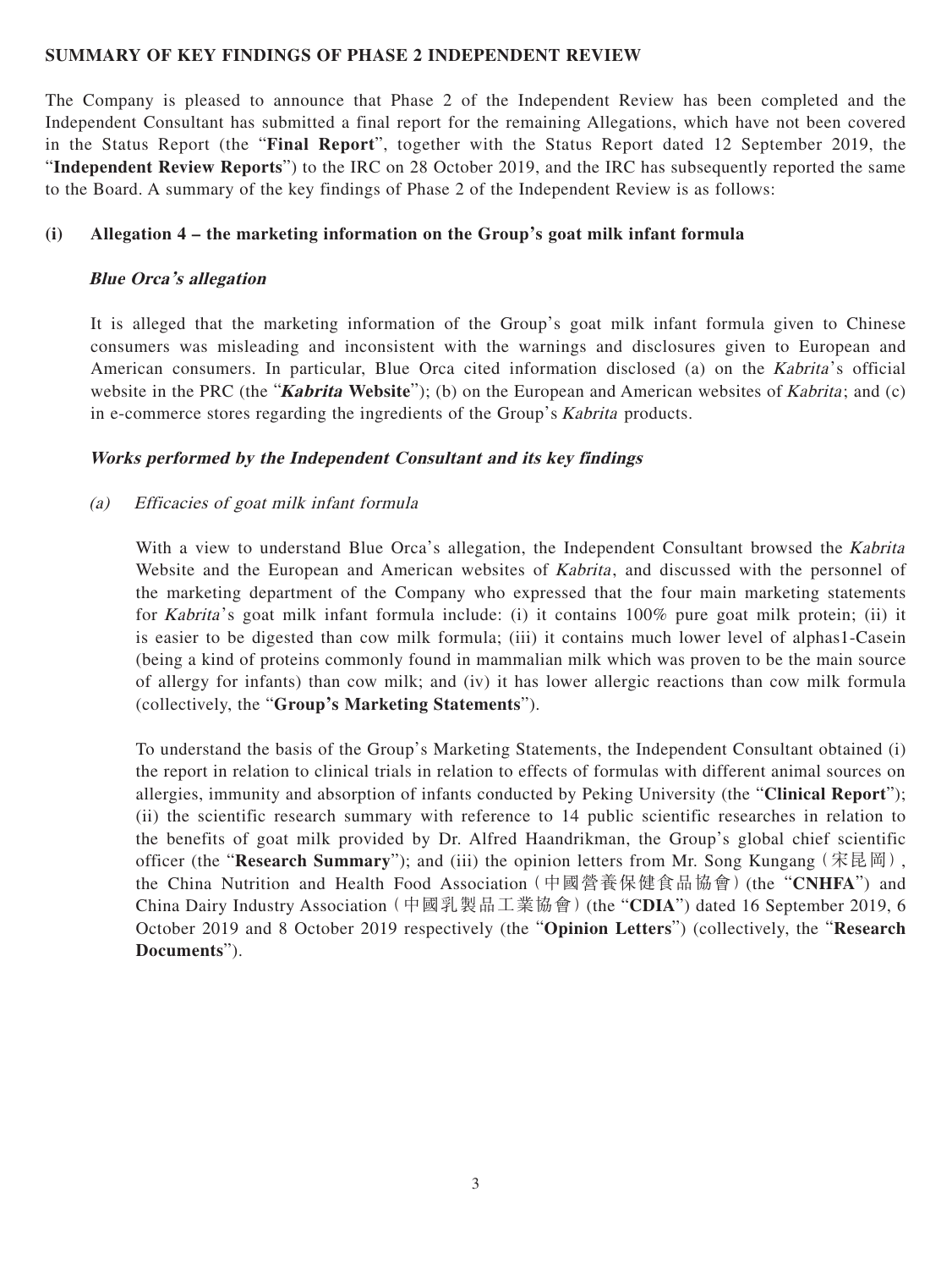**SUMMARY OF KEY FINDINGS OF PHASE 2 INDEPENDENT REVIEW**

The Company is pleased to announce that Phase 2 of the Independent Review has been completed and the Independent Consultant has submitted a final report for the remaining Allegations, which have not been covered in the Status Report (the "**Final Report**", together with the Status Report dated 12 September 2019, the "**Independent Review Reports**") to the IRC on 28 October 2019, and the IRC has subsequently reported the same to the Board. A summary of the key findings of Phase 2 of the Independent Review is as follows:

**(i) Allegation 4 – the marketing information on the Group's goat milk infant formula**

***Blue Orca's allegation***

It is alleged that the marketing information of the Group's goat milk infant formula given to Chinese consumers was misleading and inconsistent with the warnings and disclosures given to European and American consumers. In particular, Blue Orca cited information disclosed (a) on the *Kabrita*'s official website in the PRC (the "***Kabrita*** **Website**"); (b) on the European and American websites of *Kabrita*; and (c) in e-commerce stores regarding the ingredients of the Group's *Kabrita* products.

***Works performed by the Independent Consultant and its key findings***

*(a) Efficacies of goat milk infant formula*

With a view to understand Blue Orca's allegation, the Independent Consultant browsed the *Kabrita* Website and the European and American websites of *Kabrita*, and discussed with the personnel of the marketing department of the Company who expressed that the four main marketing statements for *Kabrita*'s goat milk infant formula include: (i) it contains 100% pure goat milk protein; (ii) it is easier to be digested than cow milk formula; (iii) it contains much lower level of alphas1-Casein (being a kind of proteins commonly found in mammalian milk which was proven to be the main source of allergy for infants) than cow milk; and (iv) it has lower allergic reactions than cow milk formula (collectively, the "**Group's Marketing Statements**").

To understand the basis of the Group's Marketing Statements, the Independent Consultant obtained (i) the report in relation to clinical trials in relation to effects of formulas with different animal sources on allergies, immunity and absorption of infants conducted by Peking University (the "**Clinical Report**"); (ii) the scientific research summary with reference to 14 public scientific researches in relation to the benefits of goat milk provided by Dr. Alfred Haandrikman, the Group's global chief scientific officer (the "**Research Summary**"); and (iii) the opinion letters from Mr. Song Kungang（宋昆岡）, the China Nutrition and Health Food Association（中國營養保健食品協會）(the "**CNHFA**") and China Dairy Industry Association（中國乳製品工業協會）(the "**CDIA**") dated 16 September 2019, 6 October 2019 and 8 October 2019 respectively (the "**Opinion Letters**") (collectively, the "**Research Documents**").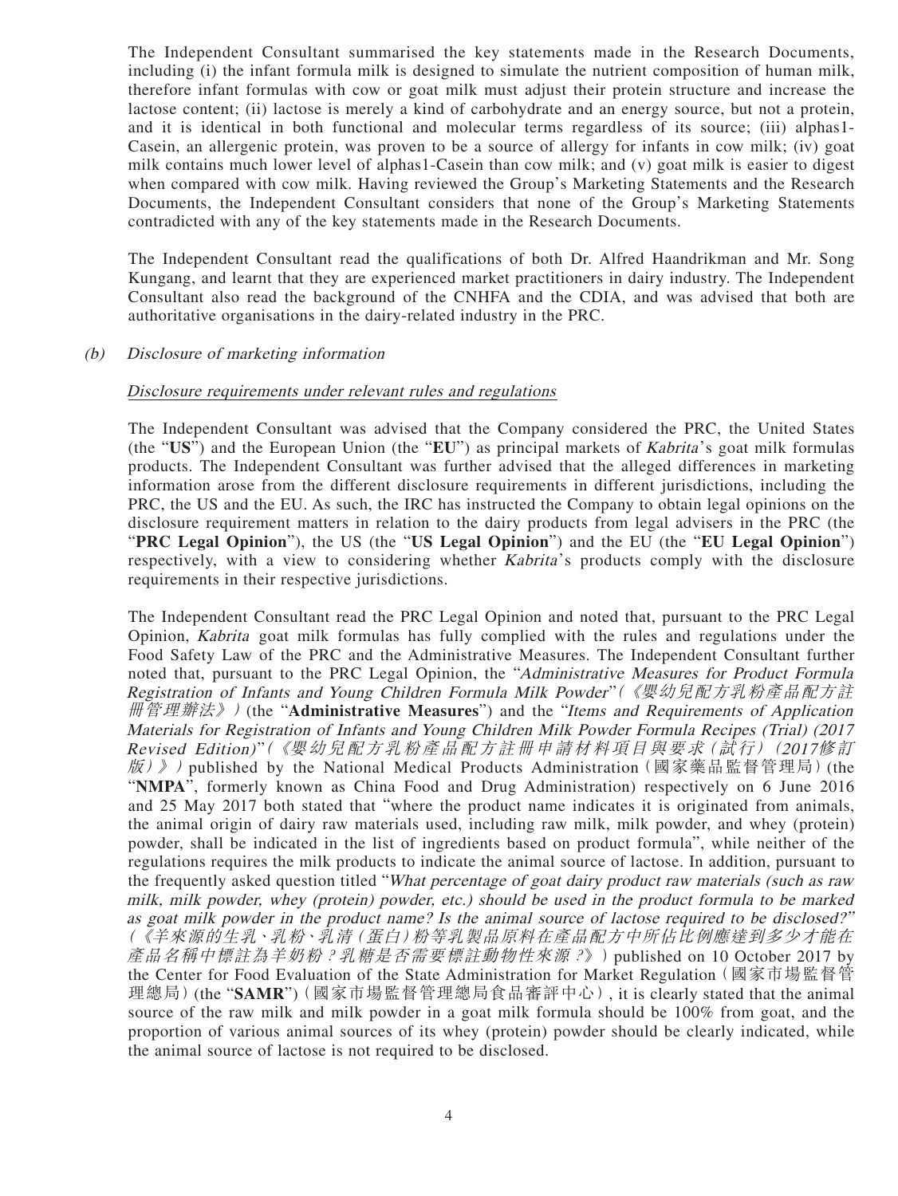The Independent Consultant summarised the key statements made in the Research Documents, including (i) the infant formula milk is designed to simulate the nutrient composition of human milk, therefore infant formulas with cow or goat milk must adjust their protein structure and increase the lactose content; (ii) lactose is merely a kind of carbohydrate and an energy source, but not a protein, and it is identical in both functional and molecular terms regardless of its source; (iii) alphas1-Casein, an allergenic protein, was proven to be a source of allergy for infants in cow milk; (iv) goat milk contains much lower level of alphas1-Casein than cow milk; and (v) goat milk is easier to digest when compared with cow milk. Having reviewed the Group's Marketing Statements and the Research Documents, the Independent Consultant considers that none of the Group's Marketing Statements contradicted with any of the key statements made in the Research Documents.

The Independent Consultant read the qualifications of both Dr. Alfred Haandrikman and Mr. Song Kungang, and learnt that they are experienced market practitioners in dairy industry. The Independent Consultant also read the background of the CNHFA and the CDIA, and was advised that both are authoritative organisations in the dairy-related industry in the PRC.

*(b) Disclosure of marketing information*

*Disclosure requirements under relevant rules and regulations*

The Independent Consultant was advised that the Company considered the PRC, the United States (the "**US**") and the European Union (the "**EU**") as principal markets of *Kabrita*'s goat milk formulas products. The Independent Consultant was further advised that the alleged differences in marketing information arose from the different disclosure requirements in different jurisdictions, including the PRC, the US and the EU. As such, the IRC has instructed the Company to obtain legal opinions on the disclosure requirement matters in relation to the dairy products from legal advisers in the PRC (the "**PRC Legal Opinion**"), the US (the "**US Legal Opinion**") and the EU (the "**EU Legal Opinion**") respectively, with a view to considering whether *Kabrita*'s products comply with the disclosure requirements in their respective jurisdictions.

The Independent Consultant read the PRC Legal Opinion and noted that, pursuant to the PRC Legal Opinion, *Kabrita* goat milk formulas has fully complied with the rules and regulations under the Food Safety Law of the PRC and the Administrative Measures. The Independent Consultant further noted that, pursuant to the PRC Legal Opinion, the "*Administrative Measures for Product Formula Registration of Infants and Young Children Formula Milk Powder*"(*《嬰幼兒配方乳粉產品配方註冊管理辦法》*) (the "**Administrative Measures**") and the "*Items and Requirements of Application Materials for Registration of Infants and Young Children Milk Powder Formula Recipes (Trial) (2017 Revised Edition)*"(*《嬰幼兒配方乳粉產品配方註冊申請材料項目與要求(試行)(2017修訂版)》*) published by the National Medical Products Administration(國家藥品監督管理局)(the "**NMPA**", formerly known as China Food and Drug Administration) respectively on 6 June 2016 and 25 May 2017 both stated that "where the product name indicates it is originated from animals, the animal origin of dairy raw materials used, including raw milk, milk powder, and whey (protein) powder, shall be indicated in the list of ingredients based on product formula", while neither of the regulations requires the milk products to indicate the animal source of lactose. In addition, pursuant to the frequently asked question titled "*What percentage of goat dairy product raw materials (such as raw milk, milk powder, whey (protein) powder, etc.) should be used in the product formula to be marked as goat milk powder in the product name? Is the animal source of lactose required to be disclosed?*" (*《羊來源的生乳、乳粉、乳清(蛋白)粉等乳製品原料在產品配方中所佔比例應達到多少才能在產品名稱中標註為羊奶粉?乳糖是否需要標註動物性來源?》*) published on 10 October 2017 by the Center for Food Evaluation of the State Administration for Market Regulation(國家市場監督管理總局)(the "**SAMR**")(國家市場監督管理總局食品審評中心), it is clearly stated that the animal source of the raw milk and milk powder in a goat milk formula should be 100% from goat, and the proportion of various animal sources of its whey (protein) powder should be clearly indicated, while the animal source of lactose is not required to be disclosed.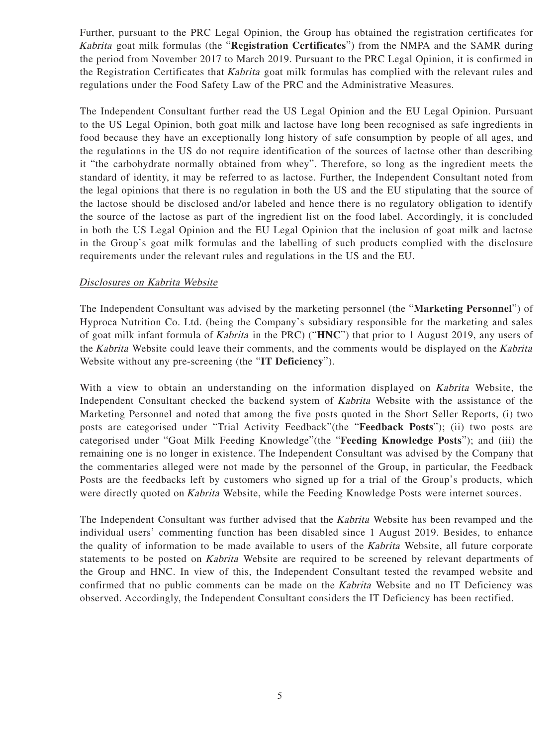Further, pursuant to the PRC Legal Opinion, the Group has obtained the registration certificates for *Kabrita* goat milk formulas (the "**Registration Certificates**") from the NMPA and the SAMR during the period from November 2017 to March 2019. Pursuant to the PRC Legal Opinion, it is confirmed in the Registration Certificates that *Kabrita* goat milk formulas has complied with the relevant rules and regulations under the Food Safety Law of the PRC and the Administrative Measures.

The Independent Consultant further read the US Legal Opinion and the EU Legal Opinion. Pursuant to the US Legal Opinion, both goat milk and lactose have long been recognised as safe ingredients in food because they have an exceptionally long history of safe consumption by people of all ages, and the regulations in the US do not require identification of the sources of lactose other than describing it "the carbohydrate normally obtained from whey". Therefore, so long as the ingredient meets the standard of identity, it may be referred to as lactose. Further, the Independent Consultant noted from the legal opinions that there is no regulation in both the US and the EU stipulating that the source of the lactose should be disclosed and/or labeled and hence there is no regulatory obligation to identify the source of the lactose as part of the ingredient list on the food label. Accordingly, it is concluded in both the US Legal Opinion and the EU Legal Opinion that the inclusion of goat milk and lactose in the Group's goat milk formulas and the labelling of such products complied with the disclosure requirements under the relevant rules and regulations in the US and the EU.

*Disclosures on Kabrita Website*

The Independent Consultant was advised by the marketing personnel (the "**Marketing Personnel**") of Hyproca Nutrition Co. Ltd. (being the Company's subsidiary responsible for the marketing and sales of goat milk infant formula of *Kabrita* in the PRC) ("**HNC**") that prior to 1 August 2019, any users of the *Kabrita* Website could leave their comments, and the comments would be displayed on the *Kabrita* Website without any pre-screening (the "**IT Deficiency**").

With a view to obtain an understanding on the information displayed on *Kabrita* Website, the Independent Consultant checked the backend system of *Kabrita* Website with the assistance of the Marketing Personnel and noted that among the five posts quoted in the Short Seller Reports, (i) two posts are categorised under "Trial Activity Feedback"(the "**Feedback Posts**"); (ii) two posts are categorised under "Goat Milk Feeding Knowledge"(the "**Feeding Knowledge Posts**"); and (iii) the remaining one is no longer in existence. The Independent Consultant was advised by the Company that the commentaries alleged were not made by the personnel of the Group, in particular, the Feedback Posts are the feedbacks left by customers who signed up for a trial of the Group's products, which were directly quoted on *Kabrita* Website, while the Feeding Knowledge Posts were internet sources.

The Independent Consultant was further advised that the *Kabrita* Website has been revamped and the individual users' commenting function has been disabled since 1 August 2019. Besides, to enhance the quality of information to be made available to users of the *Kabrita* Website, all future corporate statements to be posted on *Kabrita* Website are required to be screened by relevant departments of the Group and HNC. In view of this, the Independent Consultant tested the revamped website and confirmed that no public comments can be made on the *Kabrita* Website and no IT Deficiency was observed. Accordingly, the Independent Consultant considers the IT Deficiency has been rectified.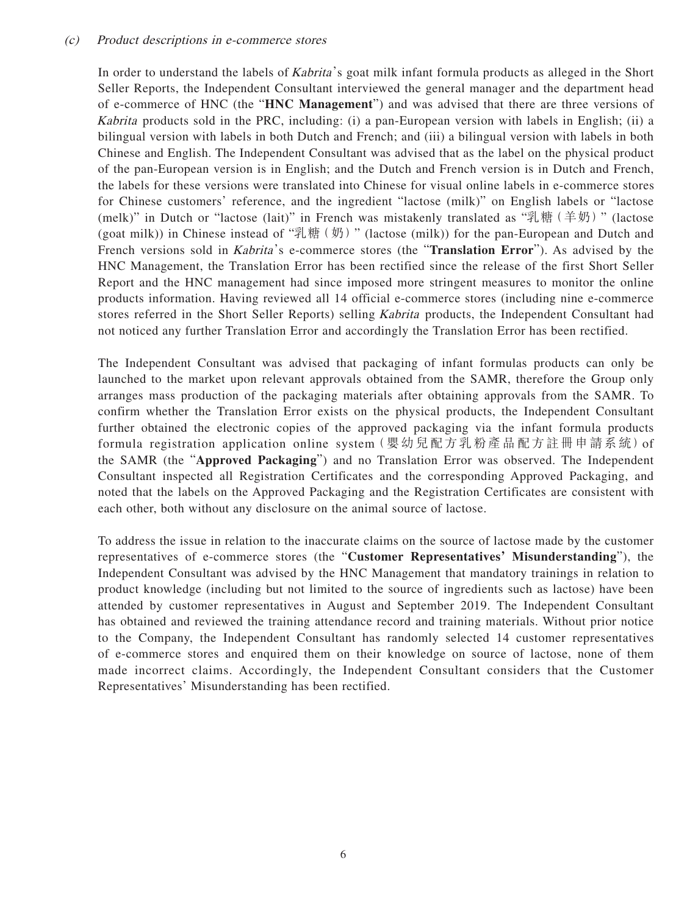### (c) *Product descriptions in e-commerce stores*

In order to understand the labels of *Kabrita*'s goat milk infant formula products as alleged in the Short Seller Reports, the Independent Consultant interviewed the general manager and the department head of e-commerce of HNC (the "**HNC Management**") and was advised that there are three versions of *Kabrita* products sold in the PRC, including: (i) a pan-European version with labels in English; (ii) a bilingual version with labels in both Dutch and French; and (iii) a bilingual version with labels in both Chinese and English. The Independent Consultant was advised that as the label on the physical product of the pan-European version is in English; and the Dutch and French version is in Dutch and French, the labels for these versions were translated into Chinese for visual online labels in e-commerce stores for Chinese customers' reference, and the ingredient "lactose (milk)" on English labels or "lactose (melk)" in Dutch or "lactose (lait)" in French was mistakenly translated as "乳糖(羊奶)" (lactose (goat milk)) in Chinese instead of "乳糖(奶)" (lactose (milk)) for the pan-European and Dutch and French versions sold in *Kabrita*'s e-commerce stores (the "**Translation Error**"). As advised by the HNC Management, the Translation Error has been rectified since the release of the first Short Seller Report and the HNC management had since imposed more stringent measures to monitor the online products information. Having reviewed all 14 official e-commerce stores (including nine e-commerce stores referred in the Short Seller Reports) selling *Kabrita* products, the Independent Consultant had not noticed any further Translation Error and accordingly the Translation Error has been rectified.

The Independent Consultant was advised that packaging of infant formulas products can only be launched to the market upon relevant approvals obtained from the SAMR, therefore the Group only arranges mass production of the packaging materials after obtaining approvals from the SAMR. To confirm whether the Translation Error exists on the physical products, the Independent Consultant further obtained the electronic copies of the approved packaging via the infant formula products formula registration application online system (嬰幼兒配方乳粉產品配方註冊申請系統) of the SAMR (the "**Approved Packaging**") and no Translation Error was observed. The Independent Consultant inspected all Registration Certificates and the corresponding Approved Packaging, and noted that the labels on the Approved Packaging and the Registration Certificates are consistent with each other, both without any disclosure on the animal source of lactose.

To address the issue in relation to the inaccurate claims on the source of lactose made by the customer representatives of e-commerce stores (the "**Customer Representatives' Misunderstanding**"), the Independent Consultant was advised by the HNC Management that mandatory trainings in relation to product knowledge (including but not limited to the source of ingredients such as lactose) have been attended by customer representatives in August and September 2019. The Independent Consultant has obtained and reviewed the training attendance record and training materials. Without prior notice to the Company, the Independent Consultant has randomly selected 14 customer representatives of e-commerce stores and enquired them on their knowledge on source of lactose, none of them made incorrect claims. Accordingly, the Independent Consultant considers that the Customer Representatives' Misunderstanding has been rectified.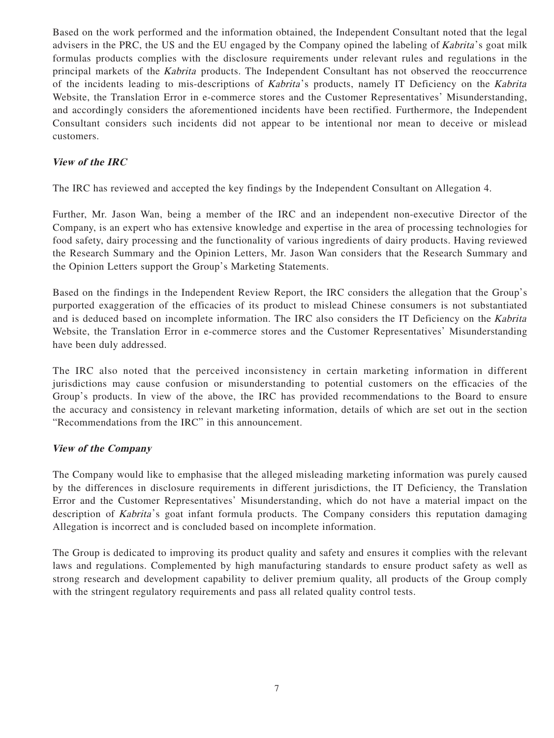Based on the work performed and the information obtained, the Independent Consultant noted that the legal advisers in the PRC, the US and the EU engaged by the Company opined the labeling of *Kabrita*'s goat milk formulas products complies with the disclosure requirements under relevant rules and regulations in the principal markets of the *Kabrita* products. The Independent Consultant has not observed the reoccurrence of the incidents leading to mis-descriptions of *Kabrita*'s products, namely IT Deficiency on the *Kabrita* Website, the Translation Error in e-commerce stores and the Customer Representatives' Misunderstanding, and accordingly considers the aforementioned incidents have been rectified. Furthermore, the Independent Consultant considers such incidents did not appear to be intentional nor mean to deceive or mislead customers.

***View of the IRC***

The IRC has reviewed and accepted the key findings by the Independent Consultant on Allegation 4.

Further, Mr. Jason Wan, being a member of the IRC and an independent non-executive Director of the Company, is an expert who has extensive knowledge and expertise in the area of processing technologies for food safety, dairy processing and the functionality of various ingredients of dairy products. Having reviewed the Research Summary and the Opinion Letters, Mr. Jason Wan considers that the Research Summary and the Opinion Letters support the Group's Marketing Statements.

Based on the findings in the Independent Review Report, the IRC considers the allegation that the Group's purported exaggeration of the efficacies of its product to mislead Chinese consumers is not substantiated and is deduced based on incomplete information. The IRC also considers the IT Deficiency on the *Kabrita* Website, the Translation Error in e-commerce stores and the Customer Representatives' Misunderstanding have been duly addressed.

The IRC also noted that the perceived inconsistency in certain marketing information in different jurisdictions may cause confusion or misunderstanding to potential customers on the efficacies of the Group's products. In view of the above, the IRC has provided recommendations to the Board to ensure the accuracy and consistency in relevant marketing information, details of which are set out in the section "Recommendations from the IRC" in this announcement.

***View of the Company***

The Company would like to emphasise that the alleged misleading marketing information was purely caused by the differences in disclosure requirements in different jurisdictions, the IT Deficiency, the Translation Error and the Customer Representatives' Misunderstanding, which do not have a material impact on the description of *Kabrita*'s goat infant formula products. The Company considers this reputation damaging Allegation is incorrect and is concluded based on incomplete information.

The Group is dedicated to improving its product quality and safety and ensures it complies with the relevant laws and regulations. Complemented by high manufacturing standards to ensure product safety as well as strong research and development capability to deliver premium quality, all products of the Group comply with the stringent regulatory requirements and pass all related quality control tests.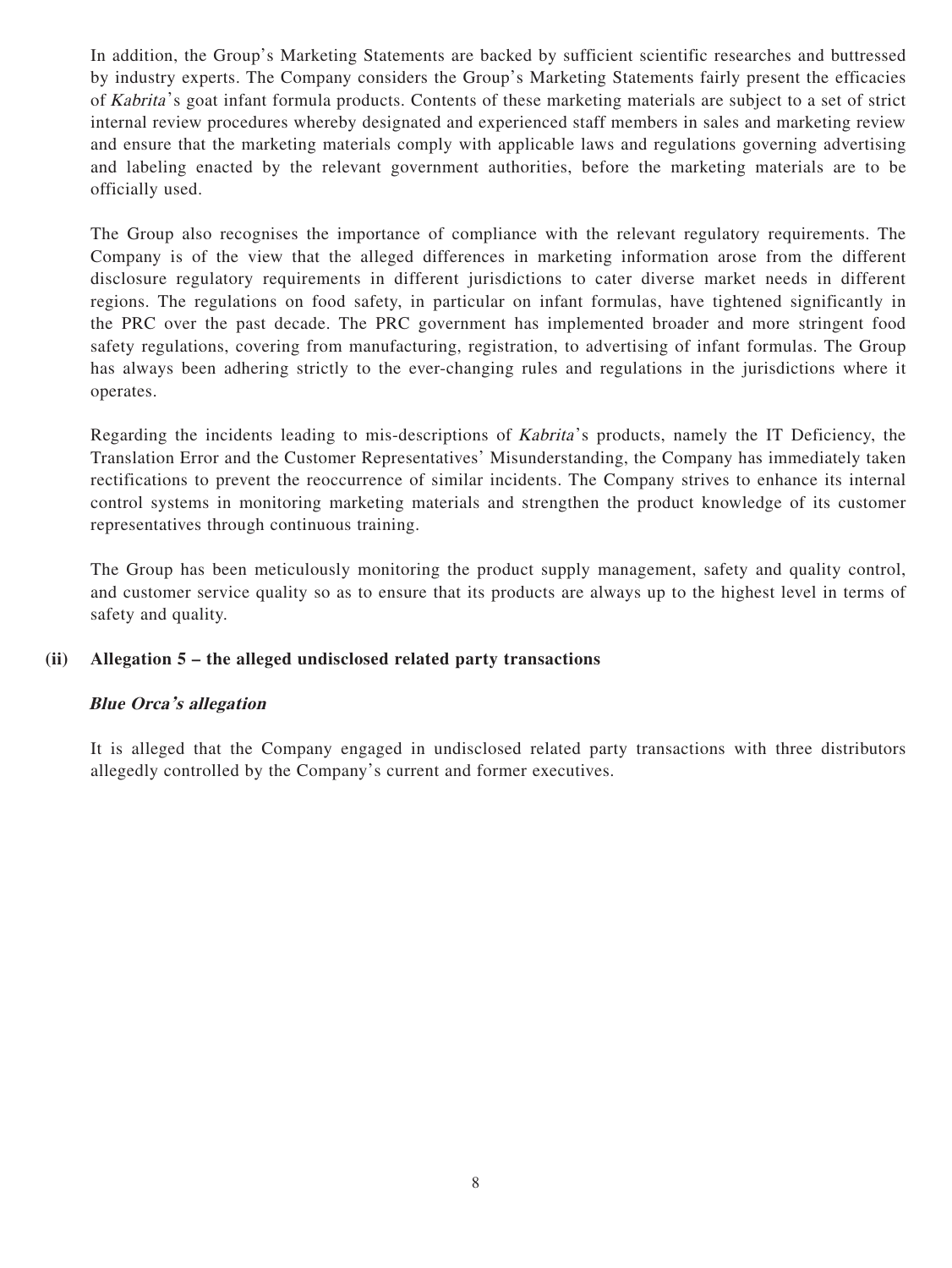In addition, the Group's Marketing Statements are backed by sufficient scientific researches and buttressed by industry experts. The Company considers the Group's Marketing Statements fairly present the efficacies of *Kabrita*'s goat infant formula products. Contents of these marketing materials are subject to a set of strict internal review procedures whereby designated and experienced staff members in sales and marketing review and ensure that the marketing materials comply with applicable laws and regulations governing advertising and labeling enacted by the relevant government authorities, before the marketing materials are to be officially used.

The Group also recognises the importance of compliance with the relevant regulatory requirements. The Company is of the view that the alleged differences in marketing information arose from the different disclosure regulatory requirements in different jurisdictions to cater diverse market needs in different regions. The regulations on food safety, in particular on infant formulas, have tightened significantly in the PRC over the past decade. The PRC government has implemented broader and more stringent food safety regulations, covering from manufacturing, registration, to advertising of infant formulas. The Group has always been adhering strictly to the ever-changing rules and regulations in the jurisdictions where it operates.

Regarding the incidents leading to mis-descriptions of *Kabrita*'s products, namely the IT Deficiency, the Translation Error and the Customer Representatives' Misunderstanding, the Company has immediately taken rectifications to prevent the reoccurrence of similar incidents. The Company strives to enhance its internal control systems in monitoring marketing materials and strengthen the product knowledge of its customer representatives through continuous training.

The Group has been meticulously monitoring the product supply management, safety and quality control, and customer service quality so as to ensure that its products are always up to the highest level in terms of safety and quality.

**(ii) Allegation 5 – the alleged undisclosed related party transactions**

***Blue Orca's allegation***

It is alleged that the Company engaged in undisclosed related party transactions with three distributors allegedly controlled by the Company's current and former executives.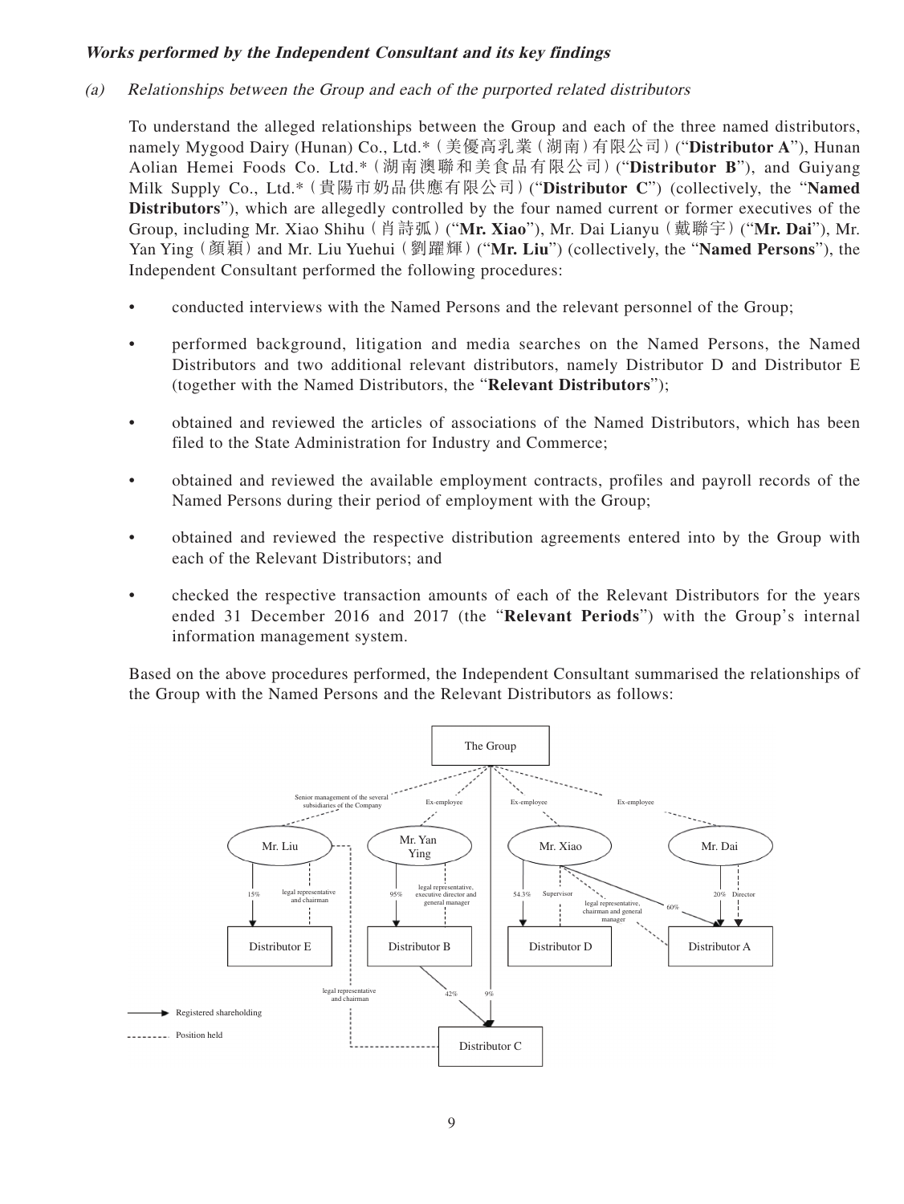***Works performed by the Independent Consultant and its key findings***

*(a) Relationships between the Group and each of the purported related distributors*

To understand the alleged relationships between the Group and each of the three named distributors, namely Mygood Dairy (Hunan) Co., Ltd.*（美優高乳業（湖南）有限公司）(“**Distributor A**”), Hunan Aolian Hemei Foods Co. Ltd.*（湖南澳聯和美食品有限公司）(“**Distributor B**”), and Guiyang Milk Supply Co., Ltd.*（貴陽市奶品供應有限公司）(“**Distributor C**”) (collectively, the “**Named Distributors**”), which are allegedly controlled by the four named current or former executives of the Group, including Mr. Xiao Shihu（肖詩弧）(“**Mr. Xiao**”), Mr. Dai Lianyu（戴聯宇）(“**Mr. Dai**”), Mr. Yan Ying（顏穎）and Mr. Liu Yuehui（劉躍輝）(“**Mr. Liu**”) (collectively, the “**Named Persons**”), the Independent Consultant performed the following procedures:

- conducted interviews with the Named Persons and the relevant personnel of the Group;
- performed background, litigation and media searches on the Named Persons, the Named Distributors and two additional relevant distributors, namely Distributor D and Distributor E (together with the Named Distributors, the “**Relevant Distributors**”);
- obtained and reviewed the articles of associations of the Named Distributors, which has been filed to the State Administration for Industry and Commerce;
- obtained and reviewed the available employment contracts, profiles and payroll records of the Named Persons during their period of employment with the Group;
- obtained and reviewed the respective distribution agreements entered into by the Group with each of the Relevant Distributors; and
- checked the respective transaction amounts of each of the Relevant Distributors for the years ended 31 December 2016 and 2017 (the “**Relevant Periods**”) with the Group’s internal information management system.

Based on the above procedures performed, the Independent Consultant summarised the relationships of the Group with the Named Persons and the Relevant Distributors as follows:

The Group

- Mr. Liu — Senior management of the several subsidiaries of the Company (position held)
  - 15% registered shareholding in Distributor E; legal representative and chairman of Distributor E
  - legal representative and chairman of Distributor C
- Mr. Yan Ying — Ex-employee
  - 95% registered shareholding in Distributor B; legal representative, executive director and general manager of Distributor B
- Mr. Xiao — Ex-employee
  - 54.3% registered shareholding in Distributor D; Supervisor of Distributor D
  - 60% registered shareholding in Distributor A; legal representative, chairman and general manager of Distributor A
- Mr. Dai — Ex-employee
  - 20% registered shareholding in Distributor A; Director of Distributor A
- Distributor B — 42% registered shareholding in Distributor C
- The Group — 9% registered shareholding in Distributor C

Legend: → Registered shareholding; - - - - Position held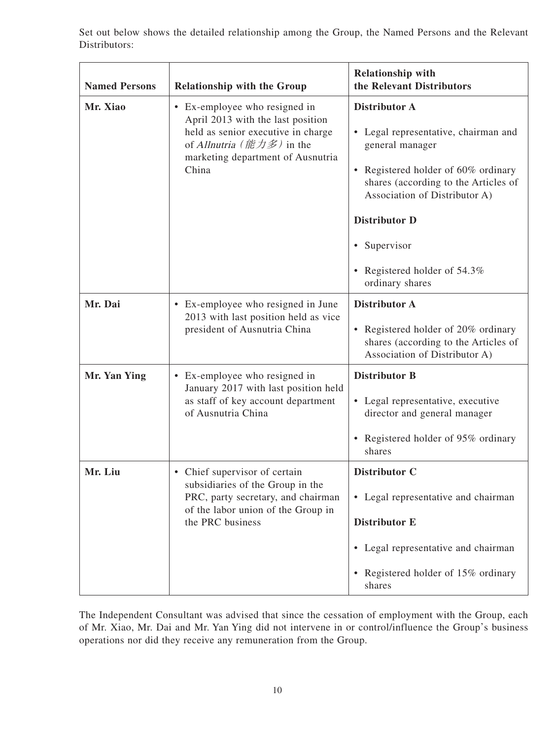Set out below shows the detailed relationship among the Group, the Named Persons and the Relevant Distributors:

| Named Persons | Relationship with the Group | Relationship with the Relevant Distributors |
|---|---|---|
| **Mr. Xiao** | • Ex-employee who resigned in April 2013 with the last position held as senior executive in charge of *Allnutria*（能力多）in the marketing department of Ausnutria China | **Distributor A**<br><br>• Legal representative, chairman and general manager<br><br>• Registered holder of 60% ordinary shares (according to the Articles of Association of Distributor A)<br><br>**Distributor D**<br><br>• Supervisor<br><br>• Registered holder of 54.3% ordinary shares |
| **Mr. Dai** | • Ex-employee who resigned in June 2013 with last position held as vice president of Ausnutria China | **Distributor A**<br><br>• Registered holder of 20% ordinary shares (according to the Articles of Association of Distributor A) |
| **Mr. Yan Ying** | • Ex-employee who resigned in January 2017 with last position held as staff of key account department of Ausnutria China | **Distributor B**<br><br>• Legal representative, executive director and general manager<br><br>• Registered holder of 95% ordinary shares |
| **Mr. Liu** | • Chief supervisor of certain subsidiaries of the Group in the PRC, party secretary, and chairman of the labor union of the Group in the PRC business | **Distributor C**<br><br>• Legal representative and chairman<br><br>**Distributor E**<br><br>• Legal representative and chairman<br><br>• Registered holder of 15% ordinary shares |

The Independent Consultant was advised that since the cessation of employment with the Group, each of Mr. Xiao, Mr. Dai and Mr. Yan Ying did not intervene in or control/influence the Group's business operations nor did they receive any remuneration from the Group.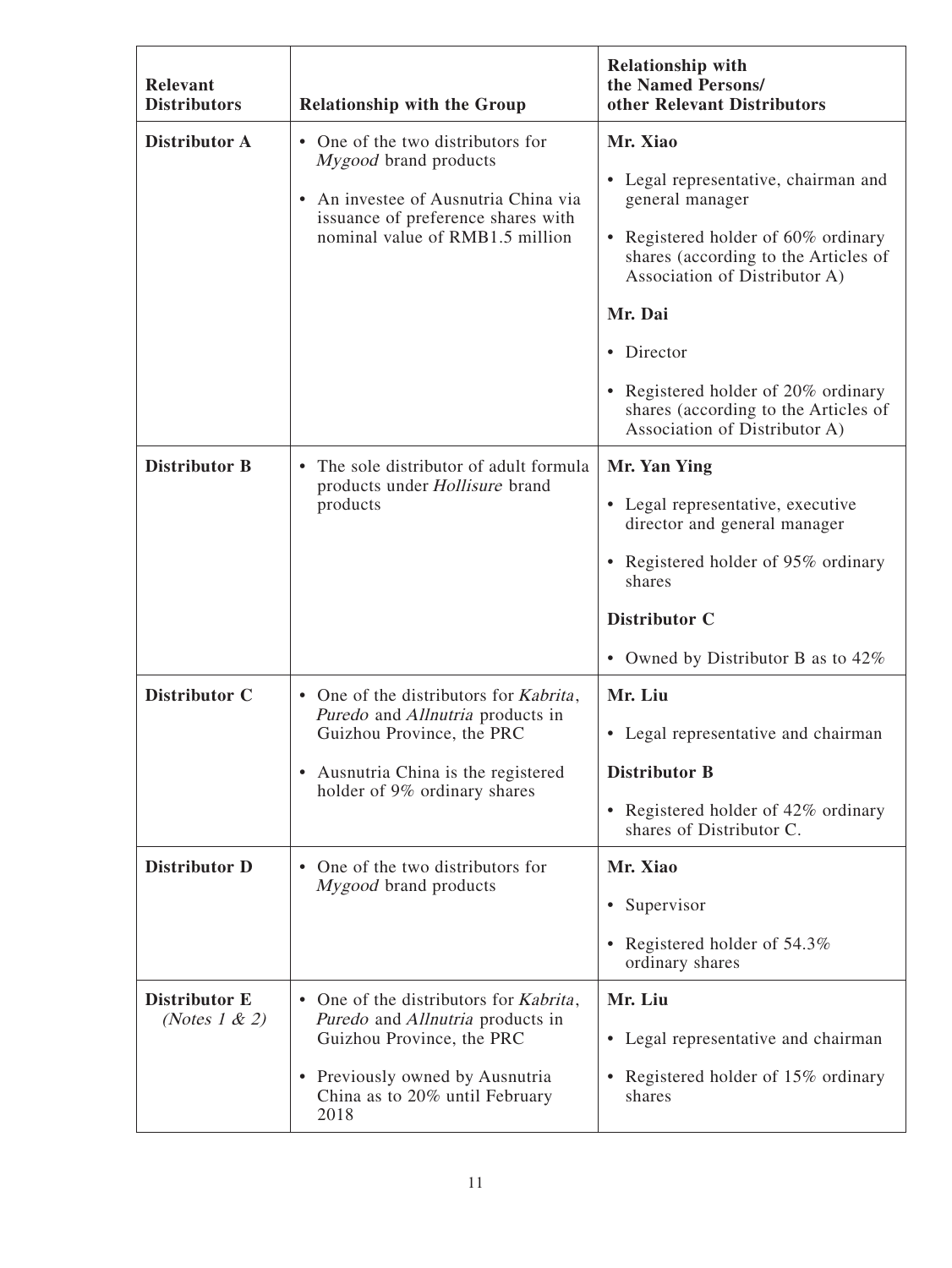| **Relevant Distributors** | **Relationship with the Group** | **Relationship with the Named Persons/ other Relevant Distributors** |
|---|---|---|
| **Distributor A** | • One of the two distributors for *Mygood* brand products<br>• An investee of Ausnutria China via issuance of preference shares with nominal value of RMB1.5 million | **Mr. Xiao**<br>• Legal representative, chairman and general manager<br>• Registered holder of 60% ordinary shares (according to the Articles of Association of Distributor A)<br>**Mr. Dai**<br>• Director<br>• Registered holder of 20% ordinary shares (according to the Articles of Association of Distributor A) |
| **Distributor B** | • The sole distributor of adult formula products under *Hollisure* brand products | **Mr. Yan Ying**<br>• Legal representative, executive director and general manager<br>• Registered holder of 95% ordinary shares<br>**Distributor C**<br>• Owned by Distributor B as to 42% |
| **Distributor C** | • One of the distributors for *Kabrita*, *Puredo* and *Allnutria* products in Guizhou Province, the PRC<br>• Ausnutria China is the registered holder of 9% ordinary shares | **Mr. Liu**<br>• Legal representative and chairman<br>**Distributor B**<br>• Registered holder of 42% ordinary shares of Distributor C. |
| **Distributor D** | • One of the two distributors for *Mygood* brand products | **Mr. Xiao**<br>• Supervisor<br>• Registered holder of 54.3% ordinary shares |
| **Distributor E** *(Notes 1 & 2)* | • One of the distributors for *Kabrita*, *Puredo* and *Allnutria* products in Guizhou Province, the PRC<br>• Previously owned by Ausnutria China as to 20% until February 2018 | **Mr. Liu**<br>• Legal representative and chairman<br>• Registered holder of 15% ordinary shares |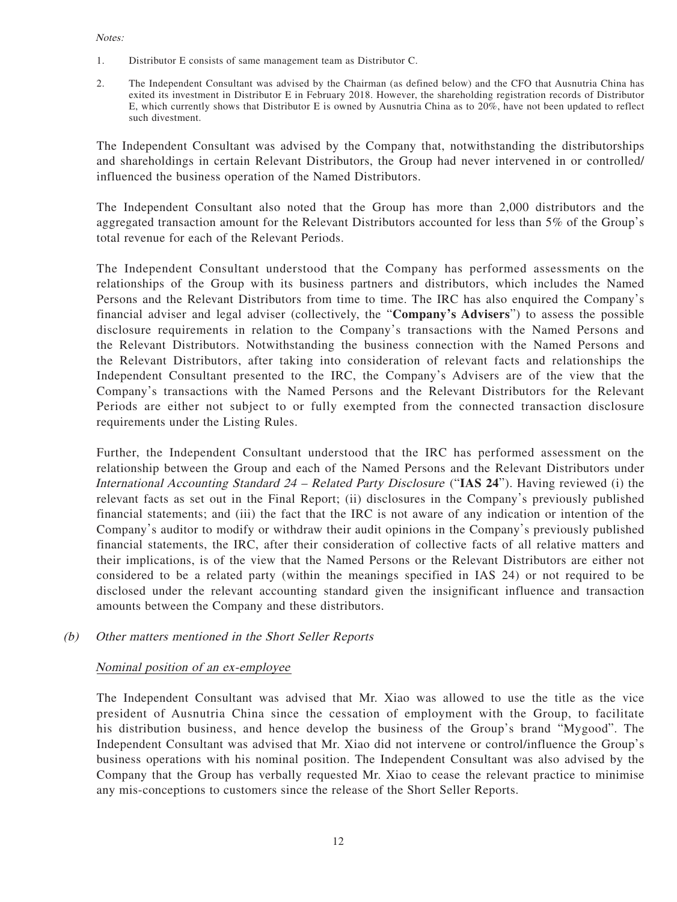*Notes:*

1. Distributor E consists of same management team as Distributor C.
2. The Independent Consultant was advised by the Chairman (as defined below) and the CFO that Ausnutria China has exited its investment in Distributor E in February 2018. However, the shareholding registration records of Distributor E, which currently shows that Distributor E is owned by Ausnutria China as to 20%, have not been updated to reflect such divestment.

The Independent Consultant was advised by the Company that, notwithstanding the distributorships and shareholdings in certain Relevant Distributors, the Group had never intervened in or controlled/influenced the business operation of the Named Distributors.

The Independent Consultant also noted that the Group has more than 2,000 distributors and the aggregated transaction amount for the Relevant Distributors accounted for less than 5% of the Group's total revenue for each of the Relevant Periods.

The Independent Consultant understood that the Company has performed assessments on the relationships of the Group with its business partners and distributors, which includes the Named Persons and the Relevant Distributors from time to time. The IRC has also enquired the Company's financial adviser and legal adviser (collectively, the "**Company's Advisers**") to assess the possible disclosure requirements in relation to the Company's transactions with the Named Persons and the Relevant Distributors. Notwithstanding the business connection with the Named Persons and the Relevant Distributors, after taking into consideration of relevant facts and relationships the Independent Consultant presented to the IRC, the Company's Advisers are of the view that the Company's transactions with the Named Persons and the Relevant Distributors for the Relevant Periods are either not subject to or fully exempted from the connected transaction disclosure requirements under the Listing Rules.

Further, the Independent Consultant understood that the IRC has performed assessment on the relationship between the Group and each of the Named Persons and the Relevant Distributors under *International Accounting Standard 24 – Related Party Disclosure* ("**IAS 24**"). Having reviewed (i) the relevant facts as set out in the Final Report; (ii) disclosures in the Company's previously published financial statements; and (iii) the fact that the IRC is not aware of any indication or intention of the Company's auditor to modify or withdraw their audit opinions in the Company's previously published financial statements, the IRC, after their consideration of collective facts of all relative matters and their implications, is of the view that the Named Persons or the Relevant Distributors are either not considered to be a related party (within the meanings specified in IAS 24) or not required to be disclosed under the relevant accounting standard given the insignificant influence and transaction amounts between the Company and these distributors.

*(b) Other matters mentioned in the Short Seller Reports*

*Nominal position of an ex-employee*

The Independent Consultant was advised that Mr. Xiao was allowed to use the title as the vice president of Ausnutria China since the cessation of employment with the Group, to facilitate his distribution business, and hence develop the business of the Group's brand "Mygood". The Independent Consultant was advised that Mr. Xiao did not intervene or control/influence the Group's business operations with his nominal position. The Independent Consultant was also advised by the Company that the Group has verbally requested Mr. Xiao to cease the relevant practice to minimise any mis-conceptions to customers since the release of the Short Seller Reports.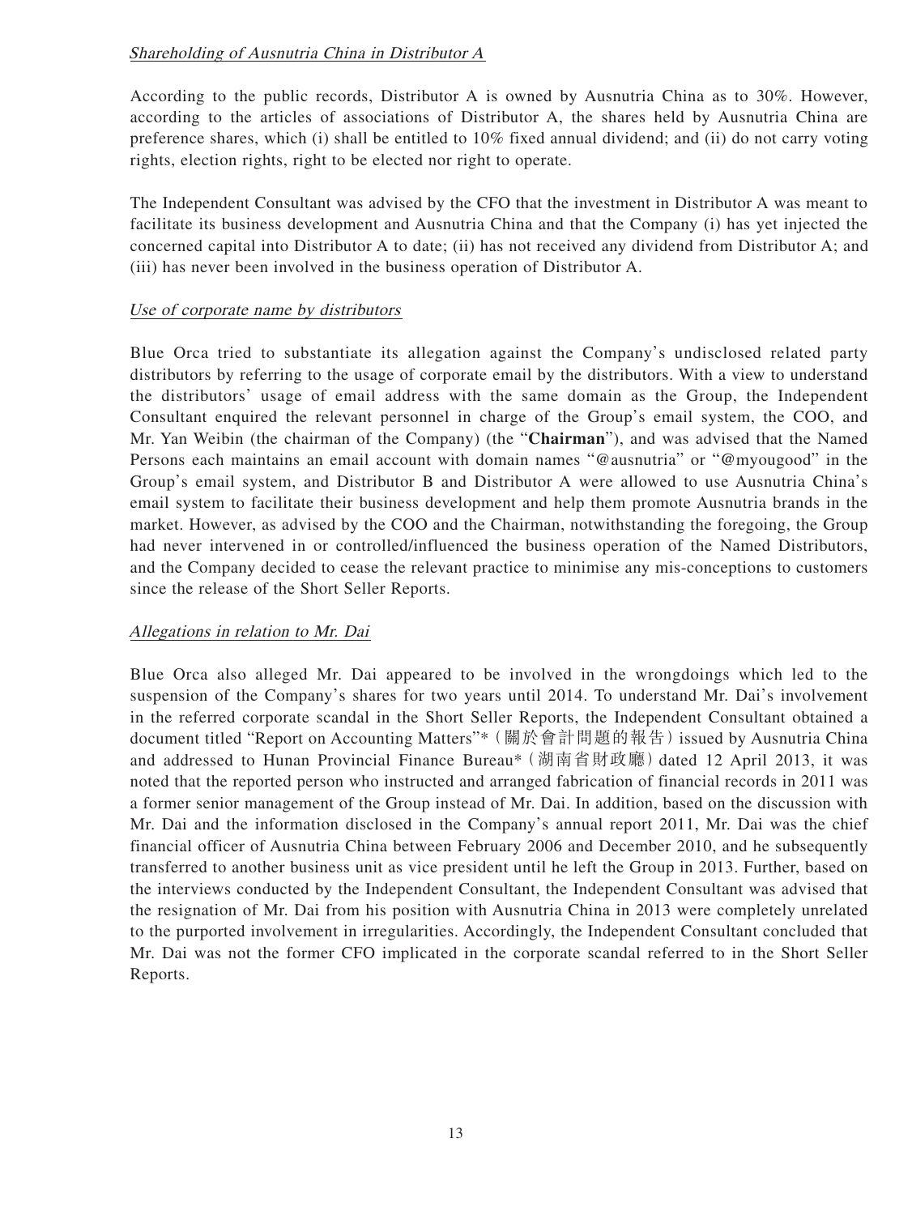*Shareholding of Ausnutria China in Distributor A*

According to the public records, Distributor A is owned by Ausnutria China as to 30%. However, according to the articles of associations of Distributor A, the shares held by Ausnutria China are preference shares, which (i) shall be entitled to 10% fixed annual dividend; and (ii) do not carry voting rights, election rights, right to be elected nor right to operate.

The Independent Consultant was advised by the CFO that the investment in Distributor A was meant to facilitate its business development and Ausnutria China and that the Company (i) has yet injected the concerned capital into Distributor A to date; (ii) has not received any dividend from Distributor A; and (iii) has never been involved in the business operation of Distributor A.

*Use of corporate name by distributors*

Blue Orca tried to substantiate its allegation against the Company's undisclosed related party distributors by referring to the usage of corporate email by the distributors. With a view to understand the distributors' usage of email address with the same domain as the Group, the Independent Consultant enquired the relevant personnel in charge of the Group's email system, the COO, and Mr. Yan Weibin (the chairman of the Company) (the "**Chairman**"), and was advised that the Named Persons each maintains an email account with domain names "@ausnutria" or "@myougood" in the Group's email system, and Distributor B and Distributor A were allowed to use Ausnutria China's email system to facilitate their business development and help them promote Ausnutria brands in the market. However, as advised by the COO and the Chairman, notwithstanding the foregoing, the Group had never intervened in or controlled/influenced the business operation of the Named Distributors, and the Company decided to cease the relevant practice to minimise any mis-conceptions to customers since the release of the Short Seller Reports.

*Allegations in relation to Mr. Dai*

Blue Orca also alleged Mr. Dai appeared to be involved in the wrongdoings which led to the suspension of the Company's shares for two years until 2014. To understand Mr. Dai's involvement in the referred corporate scandal in the Short Seller Reports, the Independent Consultant obtained a document titled "Report on Accounting Matters"*（關於會計問題的報告）issued by Ausnutria China and addressed to Hunan Provincial Finance Bureau*（湖南省財政廳）dated 12 April 2013, it was noted that the reported person who instructed and arranged fabrication of financial records in 2011 was a former senior management of the Group instead of Mr. Dai. In addition, based on the discussion with Mr. Dai and the information disclosed in the Company's annual report 2011, Mr. Dai was the chief financial officer of Ausnutria China between February 2006 and December 2010, and he subsequently transferred to another business unit as vice president until he left the Group in 2013. Further, based on the interviews conducted by the Independent Consultant, the Independent Consultant was advised that the resignation of Mr. Dai from his position with Ausnutria China in 2013 were completely unrelated to the purported involvement in irregularities. Accordingly, the Independent Consultant concluded that Mr. Dai was not the former CFO implicated in the corporate scandal referred to in the Short Seller Reports.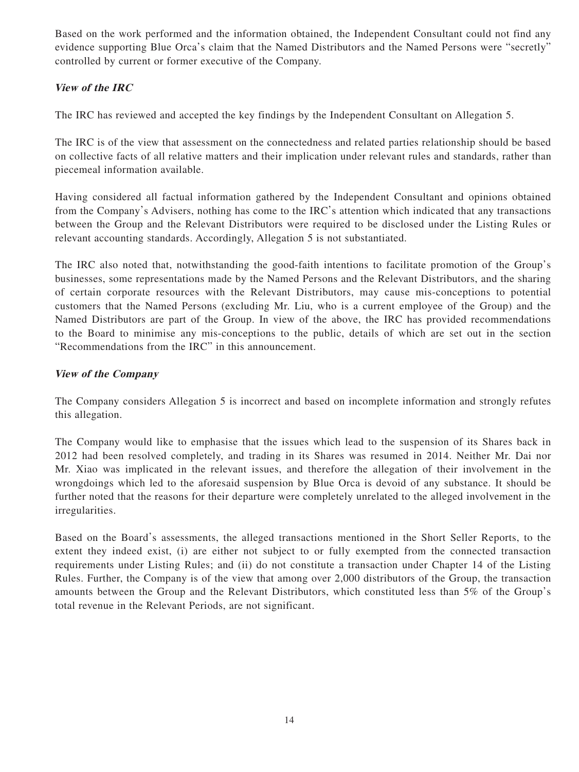Based on the work performed and the information obtained, the Independent Consultant could not find any evidence supporting Blue Orca's claim that the Named Distributors and the Named Persons were "secretly" controlled by current or former executive of the Company.

***View of the IRC***

The IRC has reviewed and accepted the key findings by the Independent Consultant on Allegation 5.

The IRC is of the view that assessment on the connectedness and related parties relationship should be based on collective facts of all relative matters and their implication under relevant rules and standards, rather than piecemeal information available.

Having considered all factual information gathered by the Independent Consultant and opinions obtained from the Company's Advisers, nothing has come to the IRC's attention which indicated that any transactions between the Group and the Relevant Distributors were required to be disclosed under the Listing Rules or relevant accounting standards. Accordingly, Allegation 5 is not substantiated.

The IRC also noted that, notwithstanding the good-faith intentions to facilitate promotion of the Group's businesses, some representations made by the Named Persons and the Relevant Distributors, and the sharing of certain corporate resources with the Relevant Distributors, may cause mis-conceptions to potential customers that the Named Persons (excluding Mr. Liu, who is a current employee of the Group) and the Named Distributors are part of the Group. In view of the above, the IRC has provided recommendations to the Board to minimise any mis-conceptions to the public, details of which are set out in the section "Recommendations from the IRC" in this announcement.

***View of the Company***

The Company considers Allegation 5 is incorrect and based on incomplete information and strongly refutes this allegation.

The Company would like to emphasise that the issues which lead to the suspension of its Shares back in 2012 had been resolved completely, and trading in its Shares was resumed in 2014. Neither Mr. Dai nor Mr. Xiao was implicated in the relevant issues, and therefore the allegation of their involvement in the wrongdoings which led to the aforesaid suspension by Blue Orca is devoid of any substance. It should be further noted that the reasons for their departure were completely unrelated to the alleged involvement in the irregularities.

Based on the Board's assessments, the alleged transactions mentioned in the Short Seller Reports, to the extent they indeed exist, (i) are either not subject to or fully exempted from the connected transaction requirements under Listing Rules; and (ii) do not constitute a transaction under Chapter 14 of the Listing Rules. Further, the Company is of the view that among over 2,000 distributors of the Group, the transaction amounts between the Group and the Relevant Distributors, which constituted less than 5% of the Group's total revenue in the Relevant Periods, are not significant.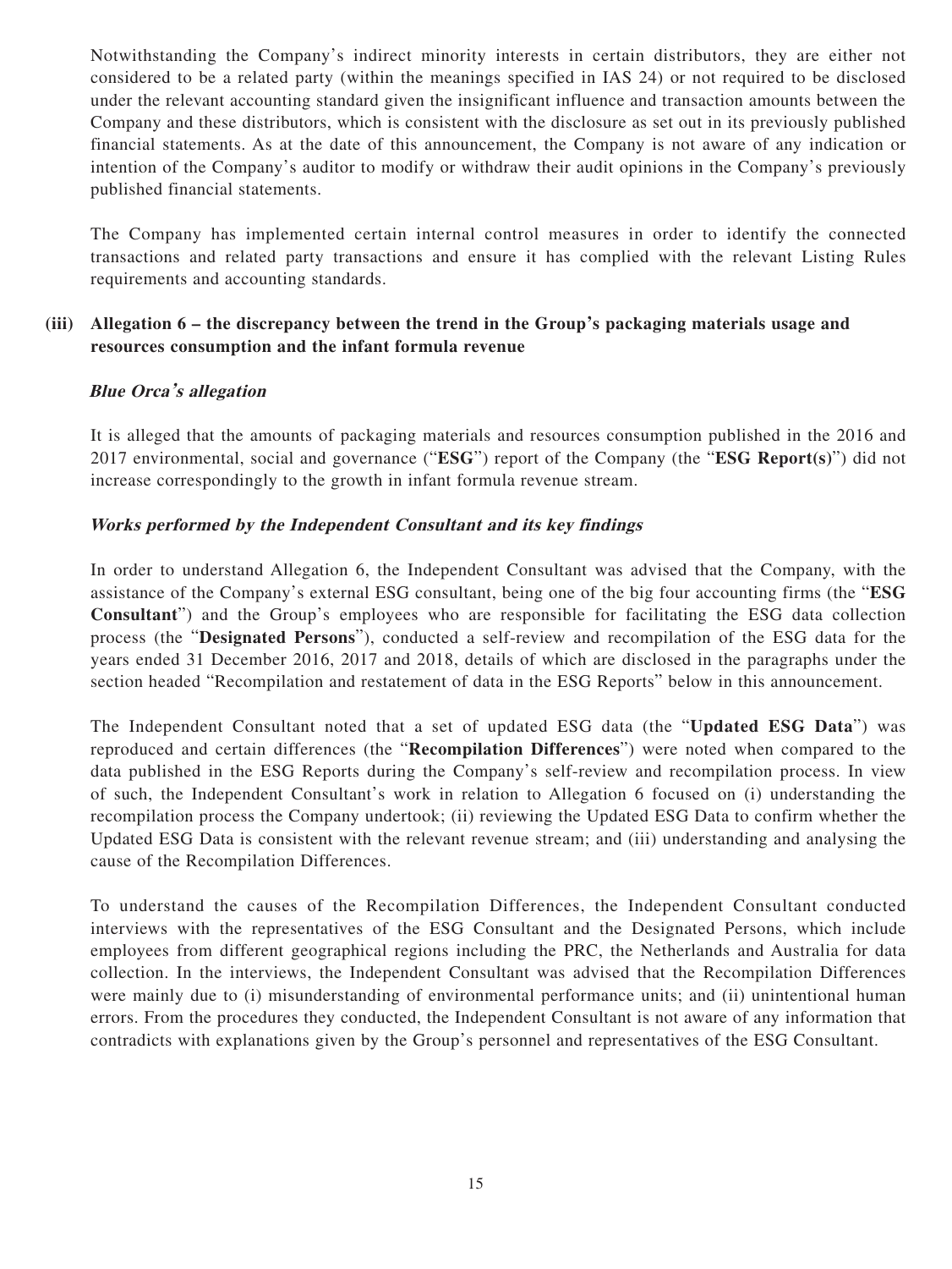Notwithstanding the Company's indirect minority interests in certain distributors, they are either not considered to be a related party (within the meanings specified in IAS 24) or not required to be disclosed under the relevant accounting standard given the insignificant influence and transaction amounts between the Company and these distributors, which is consistent with the disclosure as set out in its previously published financial statements. As at the date of this announcement, the Company is not aware of any indication or intention of the Company's auditor to modify or withdraw their audit opinions in the Company's previously published financial statements.

The Company has implemented certain internal control measures in order to identify the connected transactions and related party transactions and ensure it has complied with the relevant Listing Rules requirements and accounting standards.

**(iii) Allegation 6 – the discrepancy between the trend in the Group's packaging materials usage and resources consumption and the infant formula revenue**

***Blue Orca's allegation***

It is alleged that the amounts of packaging materials and resources consumption published in the 2016 and 2017 environmental, social and governance ("**ESG**") report of the Company (the "**ESG Report(s)**") did not increase correspondingly to the growth in infant formula revenue stream.

***Works performed by the Independent Consultant and its key findings***

In order to understand Allegation 6, the Independent Consultant was advised that the Company, with the assistance of the Company's external ESG consultant, being one of the big four accounting firms (the "**ESG Consultant**") and the Group's employees who are responsible for facilitating the ESG data collection process (the "**Designated Persons**"), conducted a self-review and recompilation of the ESG data for the years ended 31 December 2016, 2017 and 2018, details of which are disclosed in the paragraphs under the section headed "Recompilation and restatement of data in the ESG Reports" below in this announcement.

The Independent Consultant noted that a set of updated ESG data (the "**Updated ESG Data**") was reproduced and certain differences (the "**Recompilation Differences**") were noted when compared to the data published in the ESG Reports during the Company's self-review and recompilation process. In view of such, the Independent Consultant's work in relation to Allegation 6 focused on (i) understanding the recompilation process the Company undertook; (ii) reviewing the Updated ESG Data to confirm whether the Updated ESG Data is consistent with the relevant revenue stream; and (iii) understanding and analysing the cause of the Recompilation Differences.

To understand the causes of the Recompilation Differences, the Independent Consultant conducted interviews with the representatives of the ESG Consultant and the Designated Persons, which include employees from different geographical regions including the PRC, the Netherlands and Australia for data collection. In the interviews, the Independent Consultant was advised that the Recompilation Differences were mainly due to (i) misunderstanding of environmental performance units; and (ii) unintentional human errors. From the procedures they conducted, the Independent Consultant is not aware of any information that contradicts with explanations given by the Group's personnel and representatives of the ESG Consultant.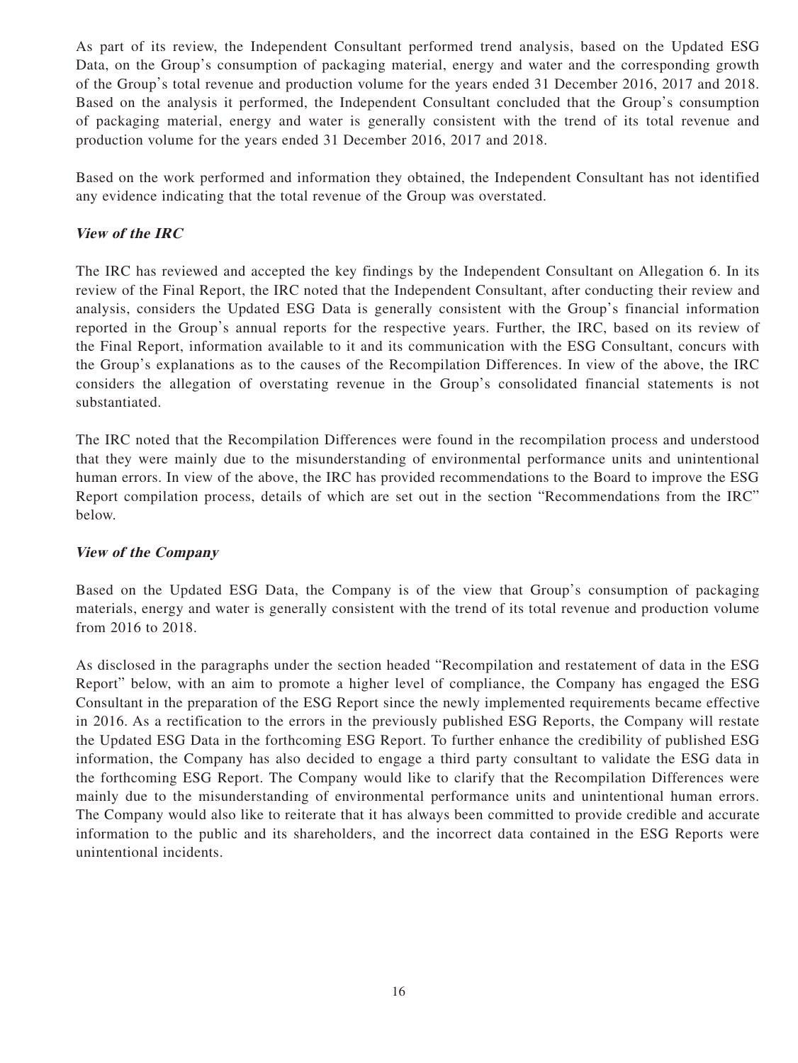As part of its review, the Independent Consultant performed trend analysis, based on the Updated ESG Data, on the Group's consumption of packaging material, energy and water and the corresponding growth of the Group's total revenue and production volume for the years ended 31 December 2016, 2017 and 2018. Based on the analysis it performed, the Independent Consultant concluded that the Group's consumption of packaging material, energy and water is generally consistent with the trend of its total revenue and production volume for the years ended 31 December 2016, 2017 and 2018.

Based on the work performed and information they obtained, the Independent Consultant has not identified any evidence indicating that the total revenue of the Group was overstated.

***View of the IRC***

The IRC has reviewed and accepted the key findings by the Independent Consultant on Allegation 6. In its review of the Final Report, the IRC noted that the Independent Consultant, after conducting their review and analysis, considers the Updated ESG Data is generally consistent with the Group's financial information reported in the Group's annual reports for the respective years. Further, the IRC, based on its review of the Final Report, information available to it and its communication with the ESG Consultant, concurs with the Group's explanations as to the causes of the Recompilation Differences. In view of the above, the IRC considers the allegation of overstating revenue in the Group's consolidated financial statements is not substantiated.

The IRC noted that the Recompilation Differences were found in the recompilation process and understood that they were mainly due to the misunderstanding of environmental performance units and unintentional human errors. In view of the above, the IRC has provided recommendations to the Board to improve the ESG Report compilation process, details of which are set out in the section "Recommendations from the IRC" below.

***View of the Company***

Based on the Updated ESG Data, the Company is of the view that Group's consumption of packaging materials, energy and water is generally consistent with the trend of its total revenue and production volume from 2016 to 2018.

As disclosed in the paragraphs under the section headed "Recompilation and restatement of data in the ESG Report" below, with an aim to promote a higher level of compliance, the Company has engaged the ESG Consultant in the preparation of the ESG Report since the newly implemented requirements became effective in 2016. As a rectification to the errors in the previously published ESG Reports, the Company will restate the Updated ESG Data in the forthcoming ESG Report. To further enhance the credibility of published ESG information, the Company has also decided to engage a third party consultant to validate the ESG data in the forthcoming ESG Report. The Company would like to clarify that the Recompilation Differences were mainly due to the misunderstanding of environmental performance units and unintentional human errors. The Company would also like to reiterate that it has always been committed to provide credible and accurate information to the public and its shareholders, and the incorrect data contained in the ESG Reports were unintentional incidents.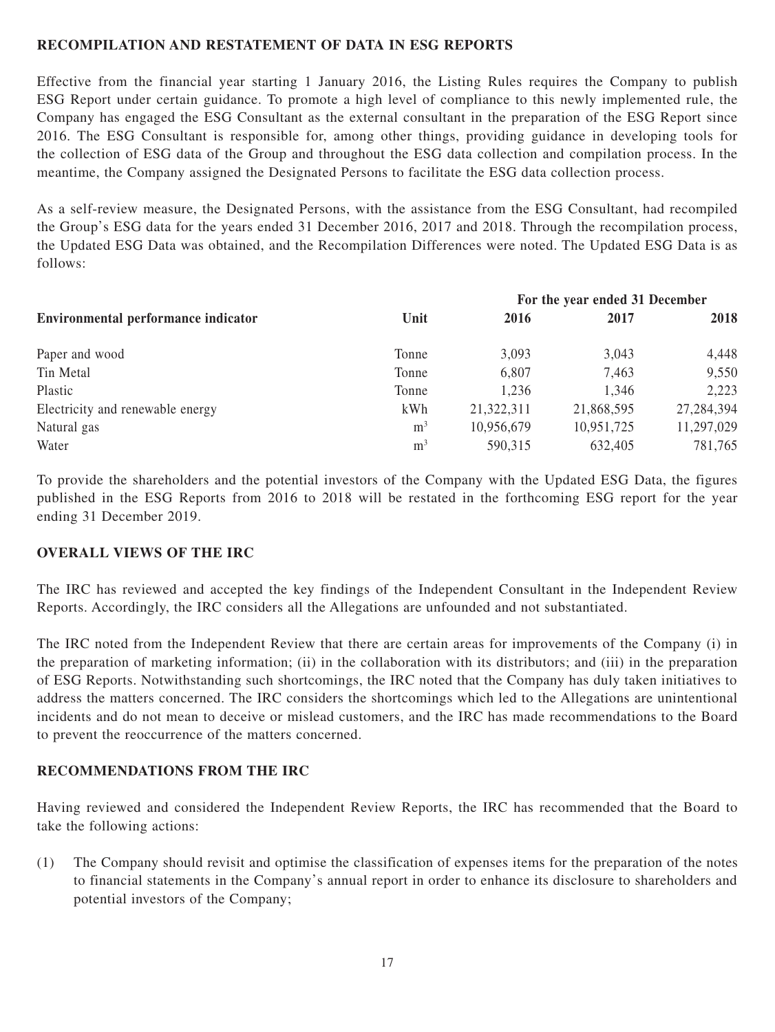## RECOMPILATION AND RESTATEMENT OF DATA IN ESG REPORTS

Effective from the financial year starting 1 January 2016, the Listing Rules requires the Company to publish ESG Report under certain guidance. To promote a high level of compliance to this newly implemented rule, the Company has engaged the ESG Consultant as the external consultant in the preparation of the ESG Report since 2016. The ESG Consultant is responsible for, among other things, providing guidance in developing tools for the collection of ESG data of the Group and throughout the ESG data collection and compilation process. In the meantime, the Company assigned the Designated Persons to facilitate the ESG data collection process.

As a self-review measure, the Designated Persons, with the assistance from the ESG Consultant, had recompiled the Group's ESG data for the years ended 31 December 2016, 2017 and 2018. Through the recompilation process, the Updated ESG Data was obtained, and the Recompilation Differences were noted. The Updated ESG Data is as follows:

| | | For the year ended 31 December | | |
|---|---|---|---|---|
| **Environmental performance indicator** | **Unit** | **2016** | **2017** | **2018** |
| Paper and wood | Tonne | 3,093 | 3,043 | 4,448 |
| Tin Metal | Tonne | 6,807 | 7,463 | 9,550 |
| Plastic | Tonne | 1,236 | 1,346 | 2,223 |
| Electricity and renewable energy | kWh | 21,322,311 | 21,868,595 | 27,284,394 |
| Natural gas | $m^3$ | 10,956,679 | 10,951,725 | 11,297,029 |
| Water | $m^3$ | 590,315 | 632,405 | 781,765 |

To provide the shareholders and the potential investors of the Company with the Updated ESG Data, the figures published in the ESG Reports from 2016 to 2018 will be restated in the forthcoming ESG report for the year ending 31 December 2019.

## OVERALL VIEWS OF THE IRC

The IRC has reviewed and accepted the key findings of the Independent Consultant in the Independent Review Reports. Accordingly, the IRC considers all the Allegations are unfounded and not substantiated.

The IRC noted from the Independent Review that there are certain areas for improvements of the Company (i) in the preparation of marketing information; (ii) in the collaboration with its distributors; and (iii) in the preparation of ESG Reports. Notwithstanding such shortcomings, the IRC noted that the Company has duly taken initiatives to address the matters concerned. The IRC considers the shortcomings which led to the Allegations are unintentional incidents and do not mean to deceive or mislead customers, and the IRC has made recommendations to the Board to prevent the reoccurrence of the matters concerned.

## RECOMMENDATIONS FROM THE IRC

Having reviewed and considered the Independent Review Reports, the IRC has recommended that the Board to take the following actions:

(1) The Company should revisit and optimise the classification of expenses items for the preparation of the notes to financial statements in the Company's annual report in order to enhance its disclosure to shareholders and potential investors of the Company;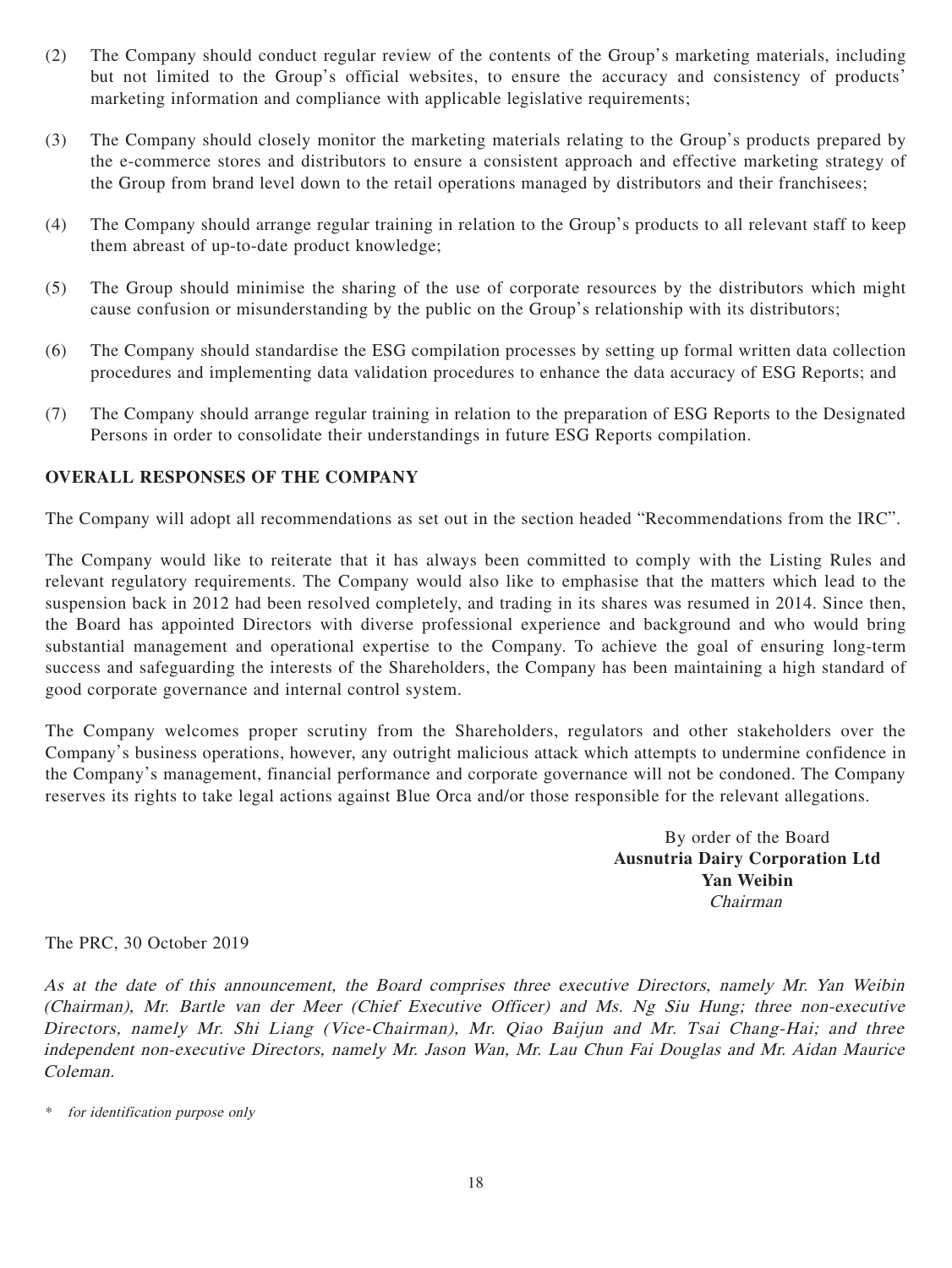(2) The Company should conduct regular review of the contents of the Group's marketing materials, including but not limited to the Group's official websites, to ensure the accuracy and consistency of products' marketing information and compliance with applicable legislative requirements;

(3) The Company should closely monitor the marketing materials relating to the Group's products prepared by the e-commerce stores and distributors to ensure a consistent approach and effective marketing strategy of the Group from brand level down to the retail operations managed by distributors and their franchisees;

(4) The Company should arrange regular training in relation to the Group's products to all relevant staff to keep them abreast of up-to-date product knowledge;

(5) The Group should minimise the sharing of the use of corporate resources by the distributors which might cause confusion or misunderstanding by the public on the Group's relationship with its distributors;

(6) The Company should standardise the ESG compilation processes by setting up formal written data collection procedures and implementing data validation procedures to enhance the data accuracy of ESG Reports; and

(7) The Company should arrange regular training in relation to the preparation of ESG Reports to the Designated Persons in order to consolidate their understandings in future ESG Reports compilation.

## OVERALL RESPONSES OF THE COMPANY

The Company will adopt all recommendations as set out in the section headed "Recommendations from the IRC".

The Company would like to reiterate that it has always been committed to comply with the Listing Rules and relevant regulatory requirements. The Company would also like to emphasise that the matters which lead to the suspension back in 2012 had been resolved completely, and trading in its shares was resumed in 2014. Since then, the Board has appointed Directors with diverse professional experience and background and who would bring substantial management and operational expertise to the Company. To achieve the goal of ensuring long-term success and safeguarding the interests of the Shareholders, the Company has been maintaining a high standard of good corporate governance and internal control system.

The Company welcomes proper scrutiny from the Shareholders, regulators and other stakeholders over the Company's business operations, however, any outright malicious attack which attempts to undermine confidence in the Company's management, financial performance and corporate governance will not be condoned. The Company reserves its rights to take legal actions against Blue Orca and/or those responsible for the relevant allegations.

By order of the Board
**Ausnutria Dairy Corporation Ltd**
**Yan Weibin**
*Chairman*

The PRC, 30 October 2019

*As at the date of this announcement, the Board comprises three executive Directors, namely Mr. Yan Weibin (Chairman), Mr. Bartle van der Meer (Chief Executive Officer) and Ms. Ng Siu Hung; three non-executive Directors, namely Mr. Shi Liang (Vice-Chairman), Mr. Qiao Baijun and Mr. Tsai Chang-Hai; and three independent non-executive Directors, namely Mr. Jason Wan, Mr. Lau Chun Fai Douglas and Mr. Aidan Maurice Coleman.*

\* *for identification purpose only*